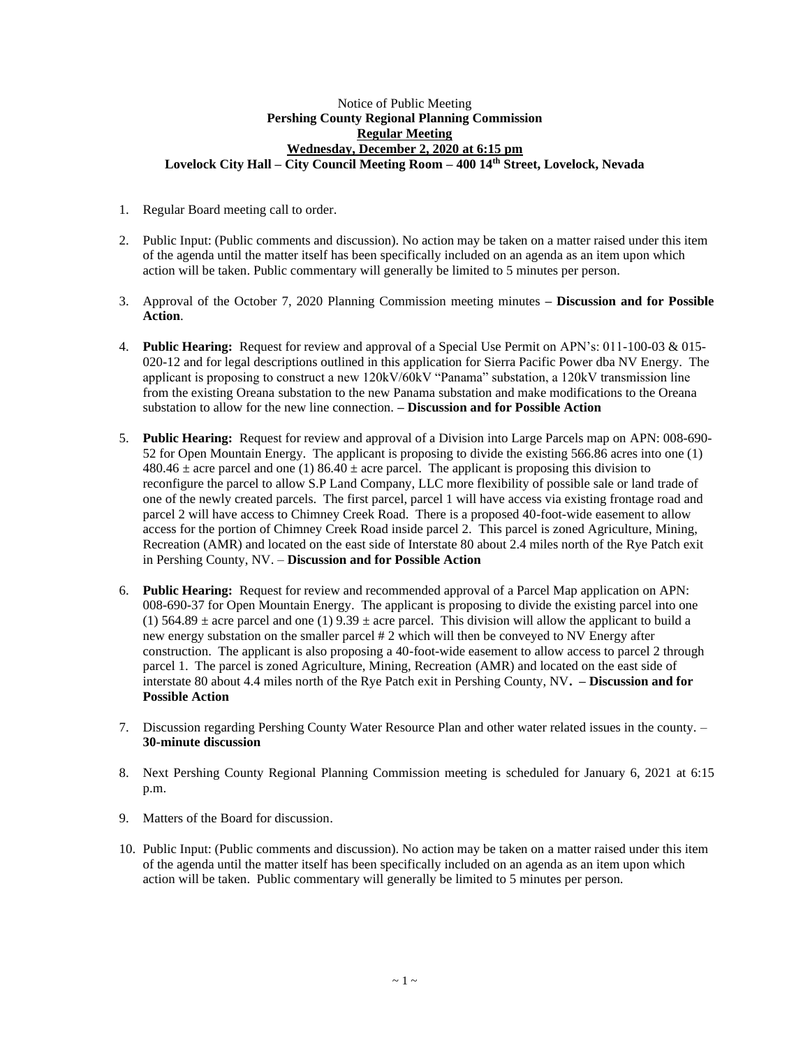Notice of Public Meeting

**PersFshing County Regional Planning Commission**

**Regular Meeting**

**Wednesday, December 2, 2020 at 6:15 pm**

**Lovelock City Hall – City Council Meeting Room – 400 14th Street, Lovelock, Nevada**

1. Regular Board meeting call to order.

2. Public Input: (Public comments and discussion). No action may be taken on a matter raised under this item of the agenda until the matter itself has been specifically included on an agenda as an item upon which action will be taken. Public commentary will generally be limited to 5 minutes per person.

3. Approval of the October 7, 2020 Planning Commission meeting minutes **– Discussion and for Possible Action**.

4. **Public Hearing:** Request for review and approval of a Special Use Permit on APN's: 011-100-03 & 015-020-12 and for legal descriptions outlined in this application for Sierra Pacific Power dba NV Energy. The applicant is proposing to construct a new 120kV/60kV "Panama" substation, a 120kV transmission line from the existing Oreana substation to the new Panama substation and make modifications to the Oreana substation to allow for the new line connection. **– Discussion and for Possible Action**

5. **Public Hearing:** Request for review and approval of a Division into Large Parcels map on APN: 008-690-52 for Open Mountain Energy. The applicant is proposing to divide the existing 566.86 acres into one (1) 480.46 ± acre parcel and one (1) 86.40 ± acre parcel. The applicant is proposing this division to reconfigure the parcel to allow S.P Land Company, LLC more flexibility of possible sale or land trade of one of the newly created parcels. The first parcel, parcel 1 will have access via existing frontage road and parcel 2 will have access to Chimney Creek Road. There is a proposed 40-foot-wide easement to allow access for the portion of Chimney Creek Road inside parcel 2. This parcel is zoned Agriculture, Mining, Recreation (AMR) and located on the east side of Interstate 80 about 2.4 miles north of the Rye Patch exit in Pershing County, NV. – **Discussion and for Possible Action**

6. **Public Hearing:** Request for review and recommended approval of a Parcel Map application on APN: 008-690-37 for Open Mountain Energy. The applicant is proposing to divide the existing parcel into one (1) 564.89 ± acre parcel and one (1) 9.39 ± acre parcel. This division will allow the applicant to build a new energy substation on the smaller parcel # 2 which will then be conveyed to NV Energy after construction. The applicant is also proposing a 40-foot-wide easement to allow access to parcel 2 through parcel 1. The parcel is zoned Agriculture, Mining, Recreation (AMR) and located on the east side of interstate 80 about 4.4 miles north of the Rye Patch exit in Pershing County, NV**. – Discussion and for Possible Action**

7. Discussion regarding Pershing County Water Resource Plan and other water related issues in the county. – **30-minute discussion**

8. Next Pershing County Regional Planning Commission meeting is scheduled for January 6, 2021 at 6:15 p.m.

9. Matters of the Board for discussion.

10. Public Input: (Public comments and discussion). No action may be taken on a matter raised under this item of the agenda until the matter itself has been specifically included on an agenda as an item upon which action will be taken. Public commentary will generally be limited to 5 minutes per person.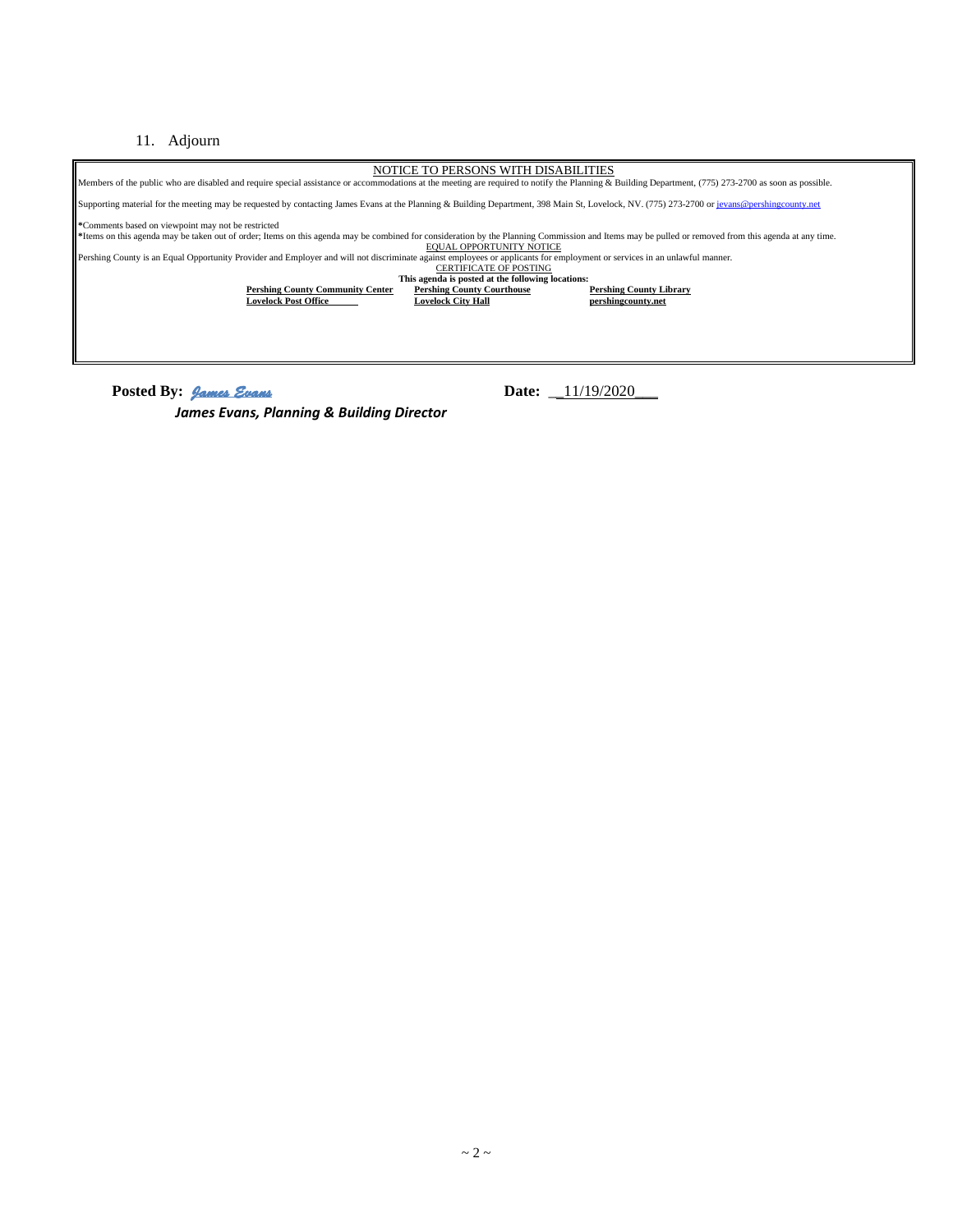11. Adjourn

NOTICE TO PERSONS WITH DISABILITIES

Members of the public who are disabled and require special assistance or accommodations at the meeting are required to notify the Planning & Building Department, (775) 273-2700 as soon as possible.

Supporting material for the meeting may be requested by contacting James Evans at the Planning & Building Department, 398 Main St, Lovelock, NV. (775) 273-2700 or jevans@pershingcounty.net

*Comments based on viewpoint may not be restricted

*Items on this agenda may be taken out of order; Items on this agenda may be combined for consideration by the Planning Commission and Items may be pulled or removed from this agenda at any time.

EQUAL OPPORTUNITY NOTICE

Pershing County is an Equal Opportunity Provider and Employer and will not discriminate against employees or applicants for employment or services in an unlawful manner.

CERTIFICATE OF POSTING

**This agenda is posted at the following locations:**

| | | |
|---|---|---|
| **Pershing County Community Center** | **Pershing County Courthouse** | **Pershing County Library** |
| **Lovelock Post Office** | **Lovelock City Hall** | **pershingcounty.net** |

**Posted By:** *James Evans* **Date:** 11/19/2020

*James Evans, Planning & Building Director*